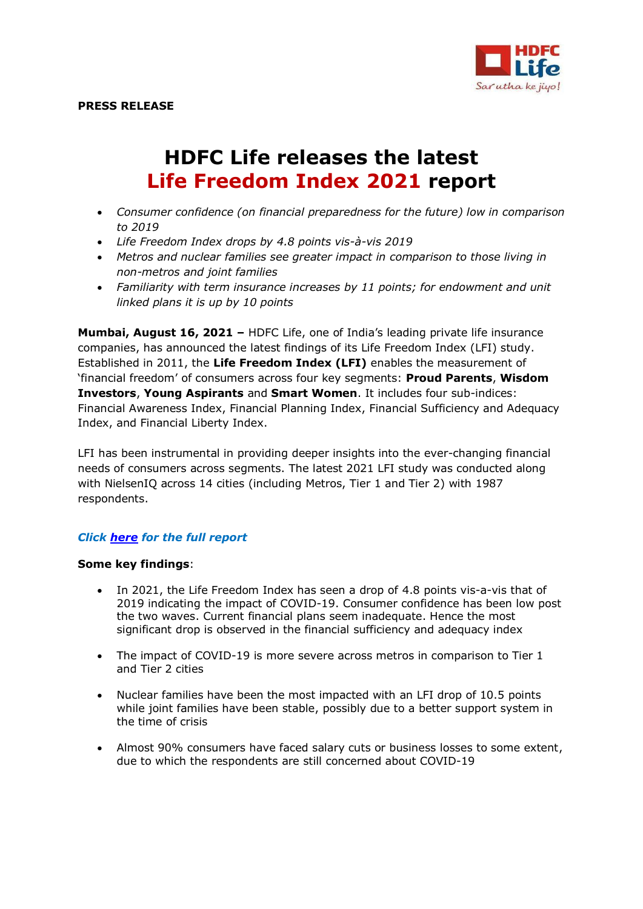**PRESS RELEASE**

# HDFC Life releases the latest Life Freedom Index 2021 report

- *Consumer confidence (on financial preparedness for the future) low in comparison to 2019*
- *Life Freedom Index drops by 4.8 points vis-à-vis 2019*
- *Metros and nuclear families see greater impact in comparison to those living in non-metros and joint families*
- *Familiarity with term insurance increases by 11 points; for endowment and unit linked plans it is up by 10 points*

**Mumbai, August 16, 2021 –** HDFC Life, one of India's leading private life insurance companies, has announced the latest findings of its Life Freedom Index (LFI) study. Established in 2011, the **Life Freedom Index (LFI)** enables the measurement of 'financial freedom' of consumers across four key segments: **Proud Parents**, **Wisdom Investors**, **Young Aspirants** and **Smart Women**. It includes four sub-indices: Financial Awareness Index, Financial Planning Index, Financial Sufficiency and Adequacy Index, and Financial Liberty Index.

LFI has been instrumental in providing deeper insights into the ever-changing financial needs of consumers across segments. The latest 2021 LFI study was conducted along with NielsenIQ across 14 cities (including Metros, Tier 1 and Tier 2) with 1987 respondents.

***Click here for the full report***

**Some key findings**:

- In 2021, the Life Freedom Index has seen a drop of 4.8 points vis-a-vis that of 2019 indicating the impact of COVID-19. Consumer confidence has been low post the two waves. Current financial plans seem inadequate. Hence the most significant drop is observed in the financial sufficiency and adequacy index
- The impact of COVID-19 is more severe across metros in comparison to Tier 1 and Tier 2 cities
- Nuclear families have been the most impacted with an LFI drop of 10.5 points while joint families have been stable, possibly due to a better support system in the time of crisis
- Almost 90% consumers have faced salary cuts or business losses to some extent, due to which the respondents are still concerned about COVID-19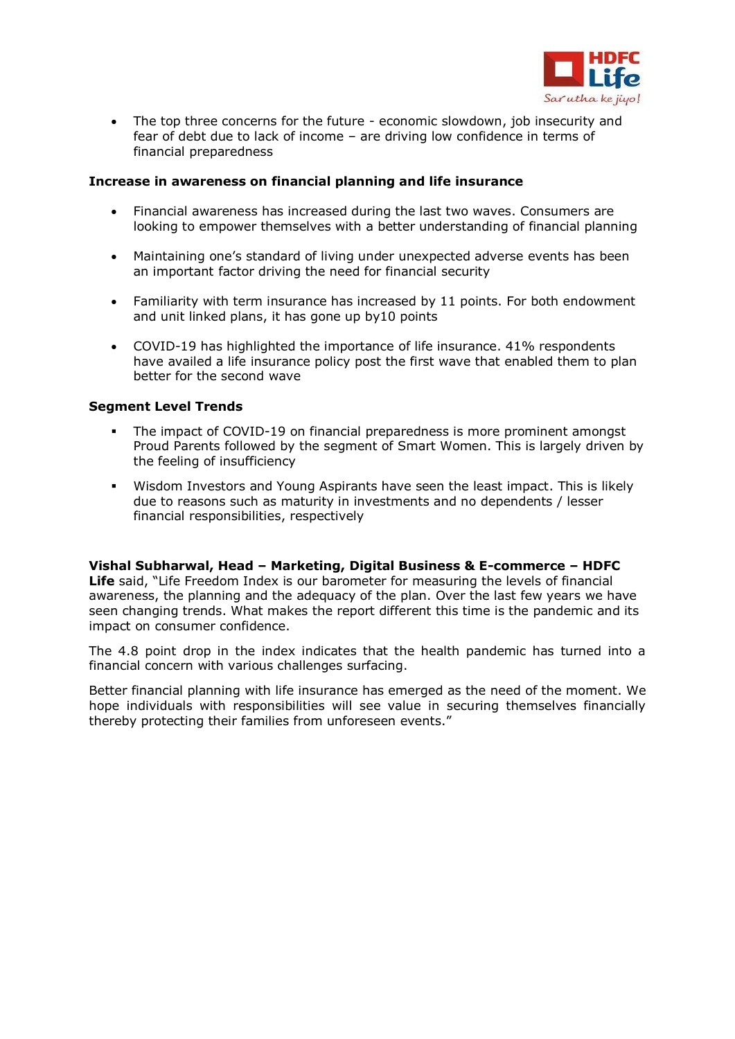- The top three concerns for the future - economic slowdown, job insecurity and fear of debt due to lack of income – are driving low confidence in terms of financial preparedness

**Increase in awareness on financial planning and life insurance**

- Financial awareness has increased during the last two waves. Consumers are looking to empower themselves with a better understanding of financial planning
- Maintaining one's standard of living under unexpected adverse events has been an important factor driving the need for financial security
- Familiarity with term insurance has increased by 11 points. For both endowment and unit linked plans, it has gone up by10 points
- COVID-19 has highlighted the importance of life insurance. 41% respondents have availed a life insurance policy post the first wave that enabled them to plan better for the second wave

**Segment Level Trends**

- The impact of COVID-19 on financial preparedness is more prominent amongst Proud Parents followed by the segment of Smart Women. This is largely driven by the feeling of insufficiency
- Wisdom Investors and Young Aspirants have seen the least impact. This is likely due to reasons such as maturity in investments and no dependents / lesser financial responsibilities, respectively

**Vishal Subharwal, Head – Marketing, Digital Business & E-commerce – HDFC Life** said, "Life Freedom Index is our barometer for measuring the levels of financial awareness, the planning and the adequacy of the plan. Over the last few years we have seen changing trends. What makes the report different this time is the pandemic and its impact on consumer confidence.

The 4.8 point drop in the index indicates that the health pandemic has turned into a financial concern with various challenges surfacing.

Better financial planning with life insurance has emerged as the need of the moment. We hope individuals with responsibilities will see value in securing themselves financially thereby protecting their families from unforeseen events."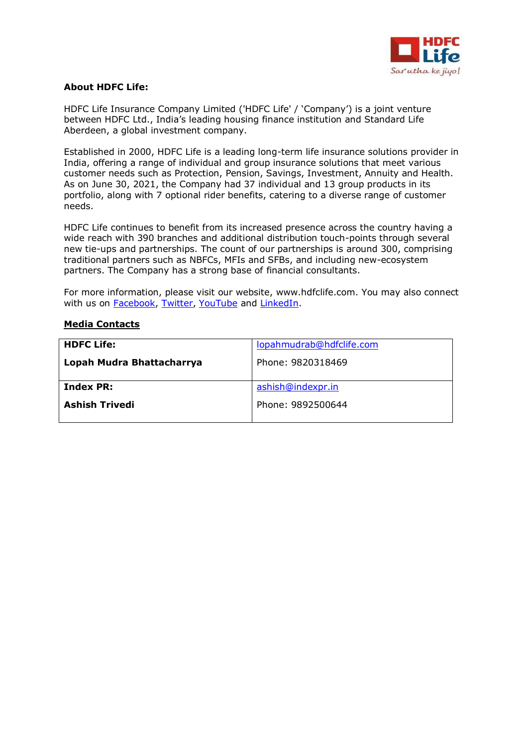**About HDFC Life:**

HDFC Life Insurance Company Limited ('HDFC Life' / 'Company') is a joint venture between HDFC Ltd., India's leading housing finance institution and Standard Life Aberdeen, a global investment company.

Established in 2000, HDFC Life is a leading long-term life insurance solutions provider in India, offering a range of individual and group insurance solutions that meet various customer needs such as Protection, Pension, Savings, Investment, Annuity and Health. As on June 30, 2021, the Company had 37 individual and 13 group products in its portfolio, along with 7 optional rider benefits, catering to a diverse range of customer needs.

HDFC Life continues to benefit from its increased presence across the country having a wide reach with 390 branches and additional distribution touch-points through several new tie-ups and partnerships. The count of our partnerships is around 300, comprising traditional partners such as NBFCs, MFIs and SFBs, and including new-ecosystem partners. The Company has a strong base of financial consultants.

For more information, please visit our website, www.hdfclife.com. You may also connect with us on [Facebook](), [Twitter](), [YouTube]() and [LinkedIn]().

**Media Contacts**

| | |
|---|---|
| **HDFC Life:**<br>**Lopah Mudra Bhattacharrya** | lopahmudrab@hdfclife.com<br>Phone: 9820318469 |
| **Index PR:**<br>**Ashish Trivedi** | ashish@indexpr.in<br>Phone: 9892500644 |